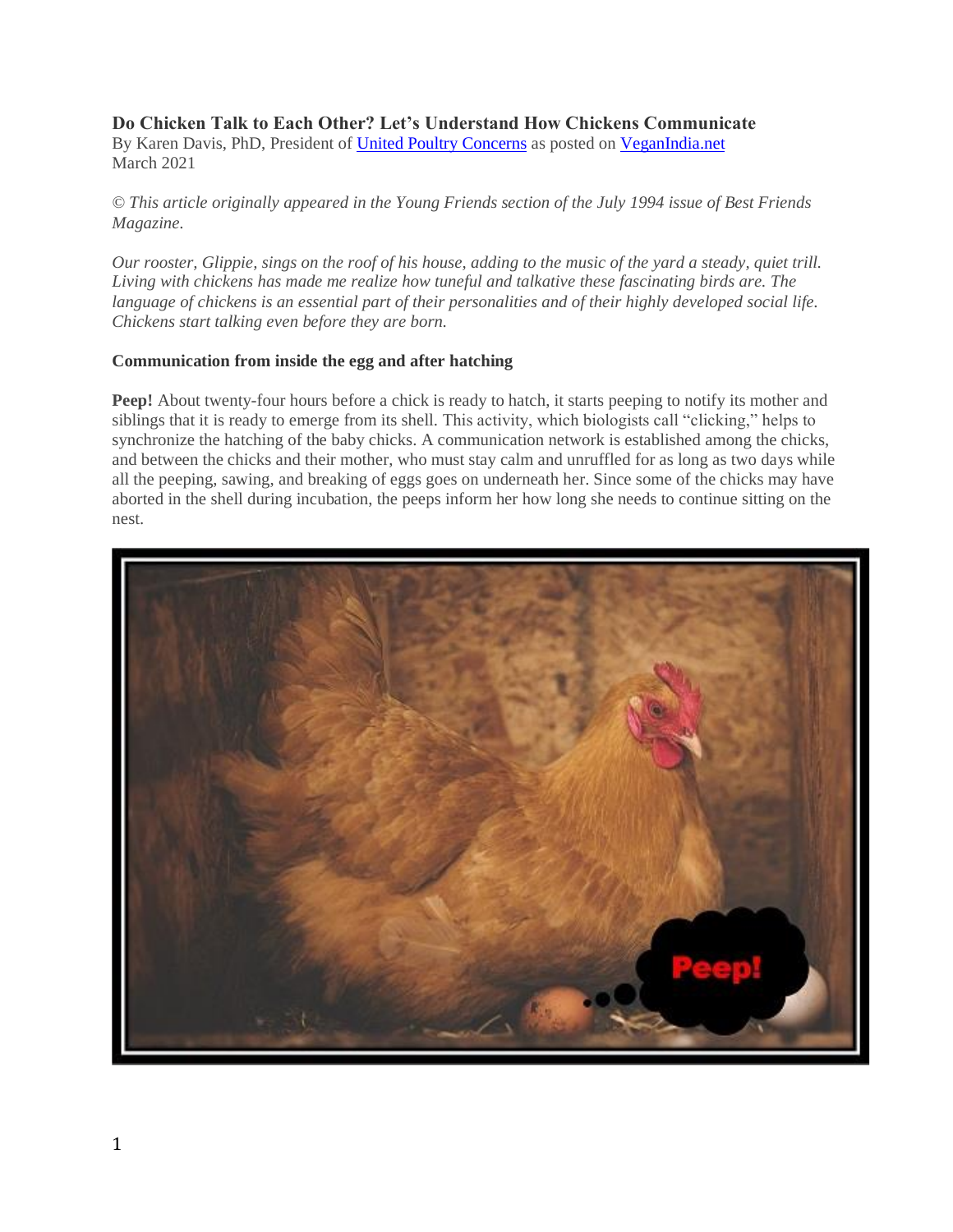# Do Chicken Talk to Each Other? Let's Understand How Chickens Communicate

By Karen Davis, PhD, President of [United Poultry Concerns] as posted on [VeganIndia.net]
March 2021

*© This article originally appeared in the Young Friends section of the July 1994 issue of Best Friends Magazine.*

*Our rooster, Glippie, sings on the roof of his house, adding to the music of the yard a steady, quiet trill. Living with chickens has made me realize how tuneful and talkative these fascinating birds are. The language of chickens is an essential part of their personalities and of their highly developed social life. Chickens start talking even before they are born.*

## Communication from inside the egg and after hatching

**Peep!** About twenty-four hours before a chick is ready to hatch, it starts peeping to notify its mother and siblings that it is ready to emerge from its shell. This activity, which biologists call "clicking," helps to synchronize the hatching of the baby chicks. A communication network is established among the chicks, and between the chicks and their mother, who must stay calm and unruffled for as long as two days while all the peeping, sawing, and breaking of eggs goes on underneath her. Since some of the chicks may have aborted in the shell during incubation, the peeps inform her how long she needs to continue sitting on the nest.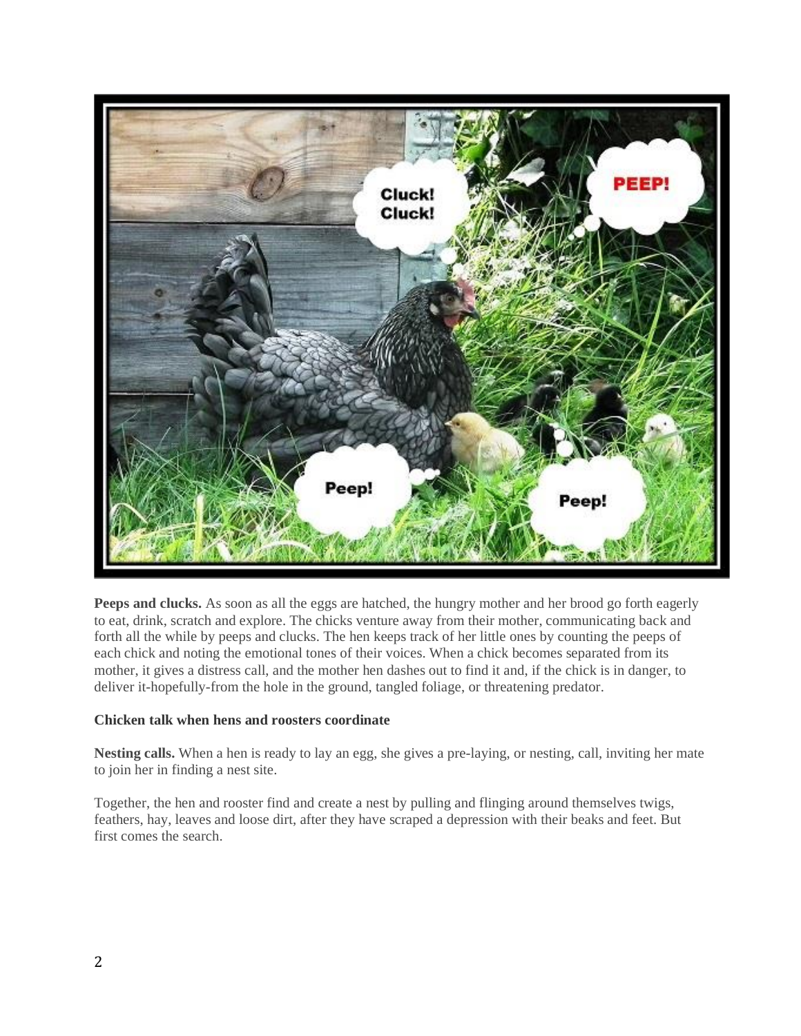**Peeps and clucks.** As soon as all the eggs are hatched, the hungry mother and her brood go forth eagerly to eat, drink, scratch and explore. The chicks venture away from their mother, communicating back and forth all the while by peeps and clucks. The hen keeps track of her little ones by counting the peeps of each chick and noting the emotional tones of their voices. When a chick becomes separated from its mother, it gives a distress call, and the mother hen dashes out to find it and, if the chick is in danger, to deliver it-hopefully-from the hole in the ground, tangled foliage, or threatening predator.

**Chicken talk when hens and roosters coordinate**

**Nesting calls.** When a hen is ready to lay an egg, she gives a pre-laying, or nesting, call, inviting her mate to join her in finding a nest site.

Together, the hen and rooster find and create a nest by pulling and flinging around themselves twigs, feathers, hay, leaves and loose dirt, after they have scraped a depression with their beaks and feet. But first comes the search.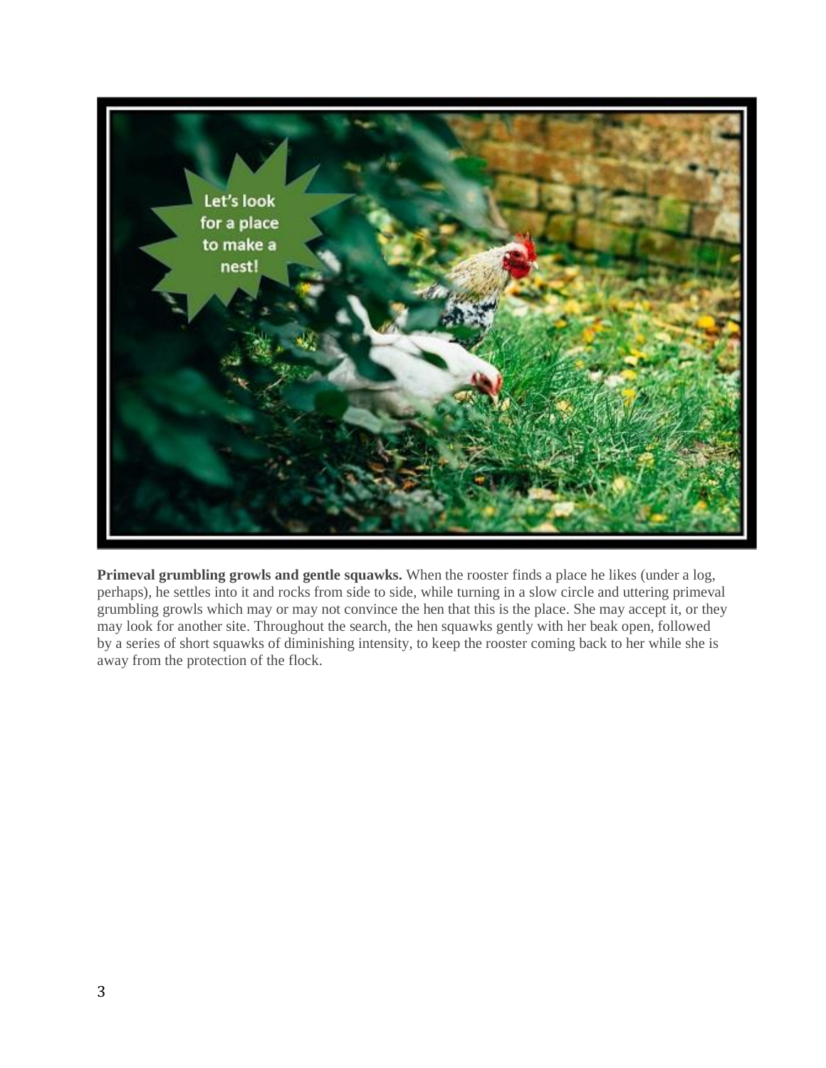**Primeval grumbling growls and gentle squawks.** When the rooster finds a place he likes (under a log, perhaps), he settles into it and rocks from side to side, while turning in a slow circle and uttering primeval grumbling growls which may or may not convince the hen that this is the place. She may accept it, or they may look for another site. Throughout the search, the hen squawks gently with her beak open, followed by a series of short squawks of diminishing intensity, to keep the rooster coming back to her while she is away from the protection of the flock.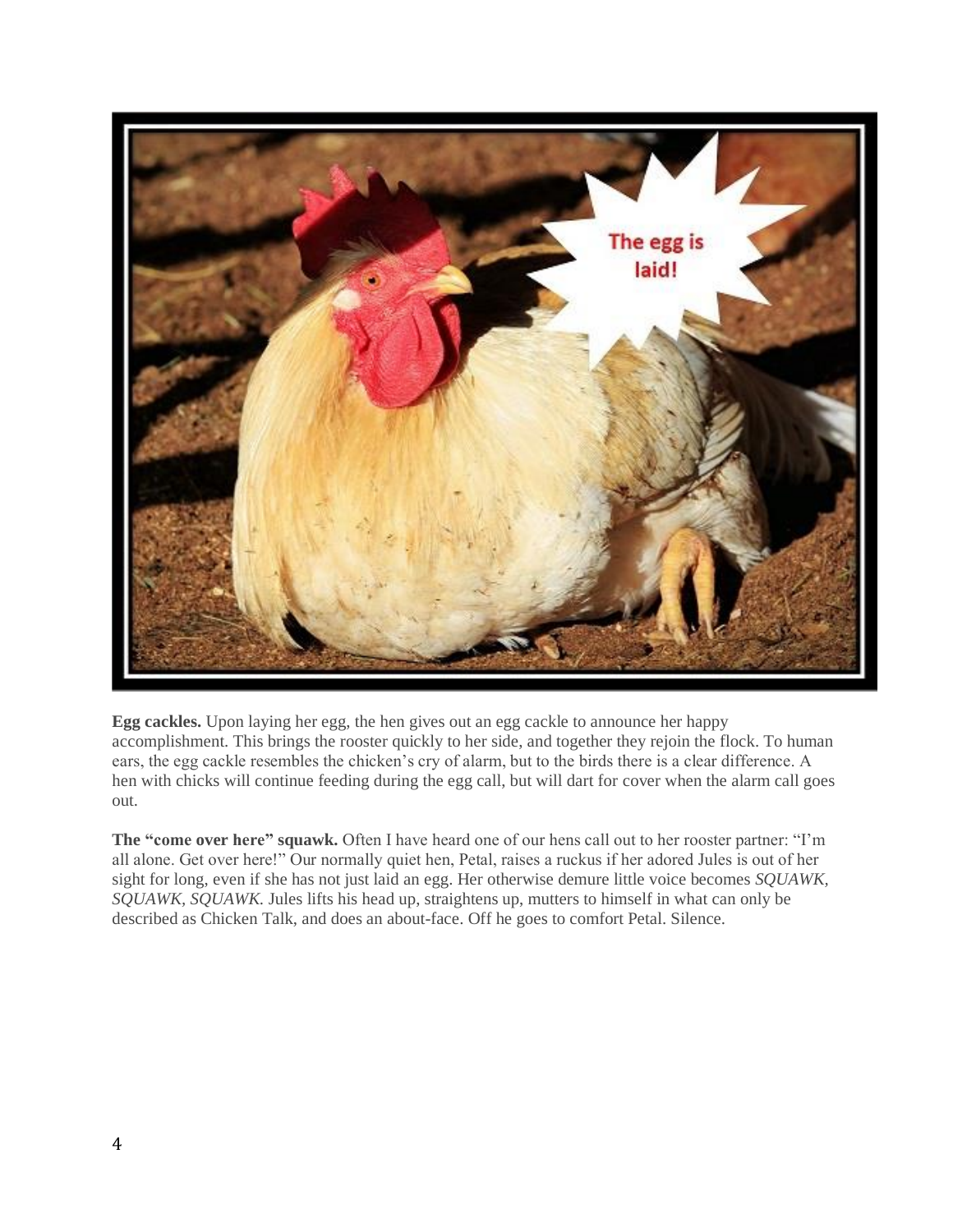**Egg cackles.** Upon laying her egg, the hen gives out an egg cackle to announce her happy accomplishment. This brings the rooster quickly to her side, and together they rejoin the flock. To human ears, the egg cackle resembles the chicken's cry of alarm, but to the birds there is a clear difference. A hen with chicks will continue feeding during the egg call, but will dart for cover when the alarm call goes out.

**The "come over here" squawk.** Often I have heard one of our hens call out to her rooster partner: "I'm all alone. Get over here!" Our normally quiet hen, Petal, raises a ruckus if her adored Jules is out of her sight for long, even if she has not just laid an egg. Her otherwise demure little voice becomes *SQUAWK, SQUAWK, SQUAWK.* Jules lifts his head up, straightens up, mutters to himself in what can only be described as Chicken Talk, and does an about-face. Off he goes to comfort Petal. Silence.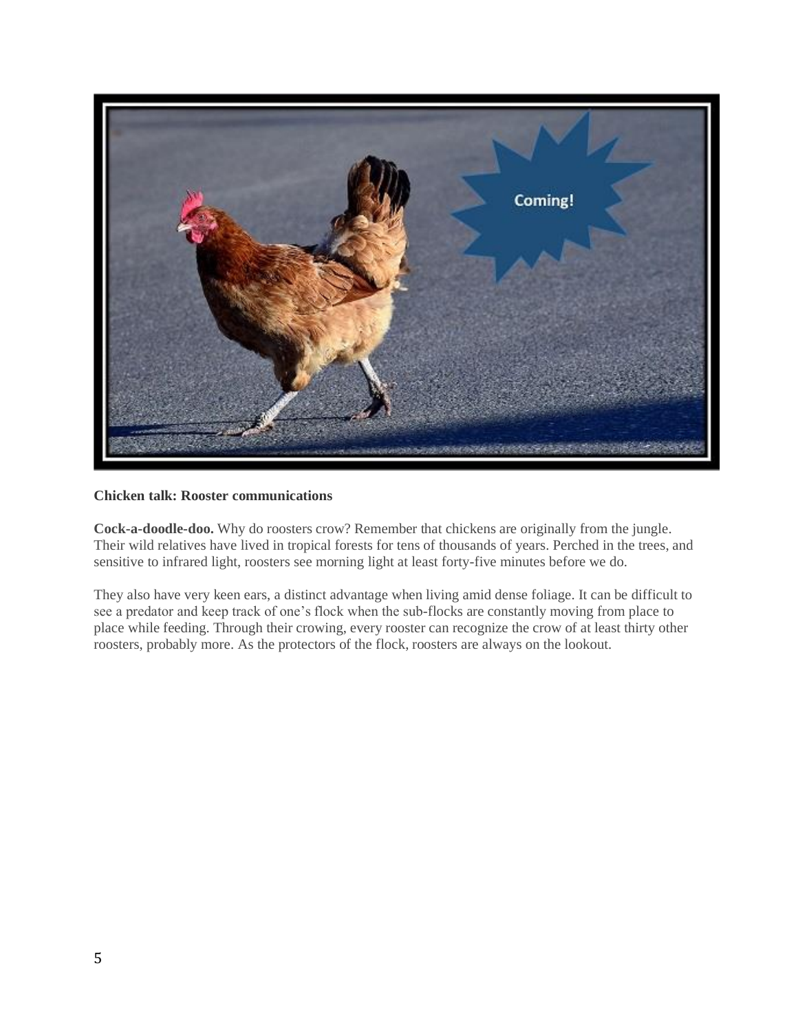**Chicken talk: Rooster communications**

**Cock-a-doodle-doo.** Why do roosters crow? Remember that chickens are originally from the jungle. Their wild relatives have lived in tropical forests for tens of thousands of years. Perched in the trees, and sensitive to infrared light, roosters see morning light at least forty-five minutes before we do.

They also have very keen ears, a distinct advantage when living amid dense foliage. It can be difficult to see a predator and keep track of one's flock when the sub-flocks are constantly moving from place to place while feeding. Through their crowing, every rooster can recognize the crow of at least thirty other roosters, probably more. As the protectors of the flock, roosters are always on the lookout.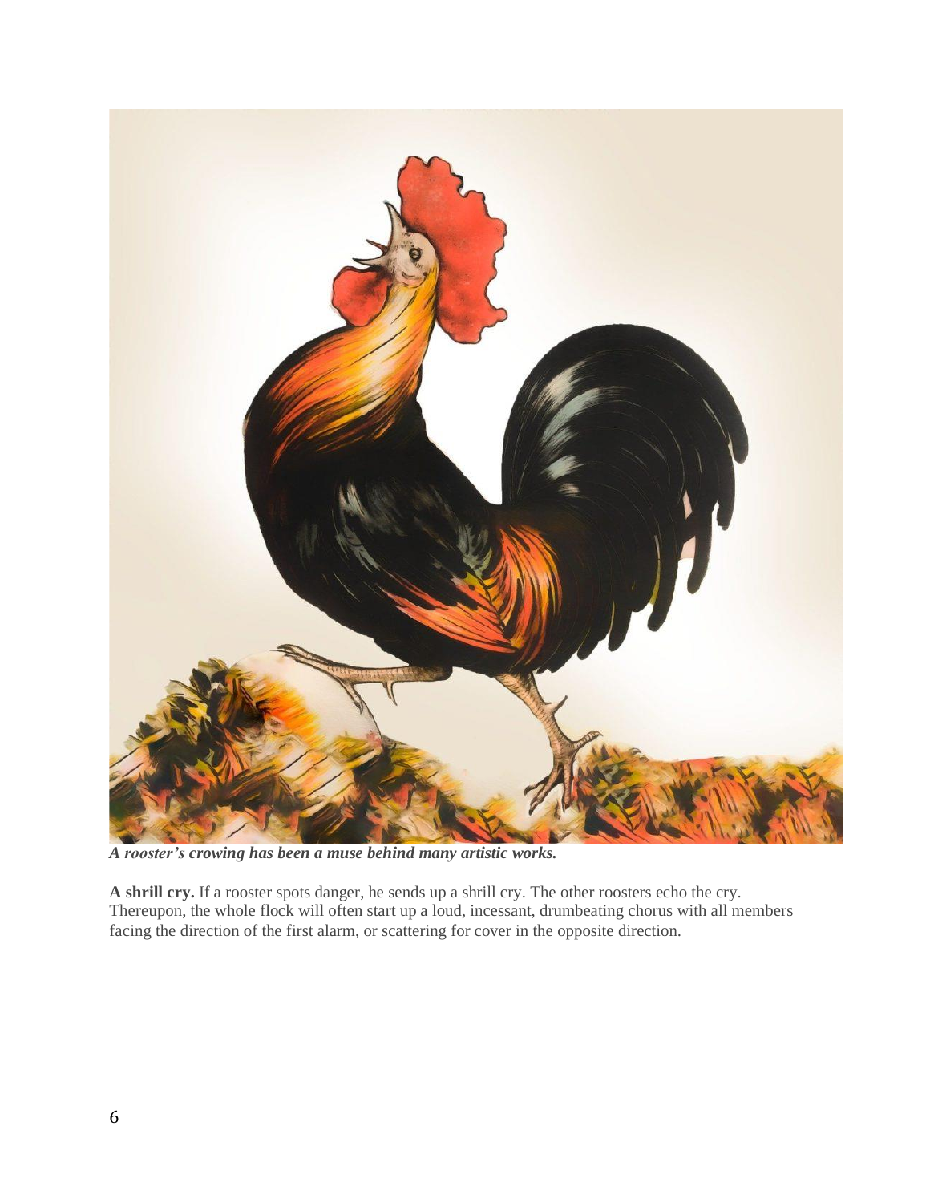*A rooster's crowing has been a muse behind many artistic works.*

**A shrill cry.** If a rooster spots danger, he sends up a shrill cry. The other roosters echo the cry. Thereupon, the whole flock will often start up a loud, incessant, drumbeating chorus with all members facing the direction of the first alarm, or scattering for cover in the opposite direction.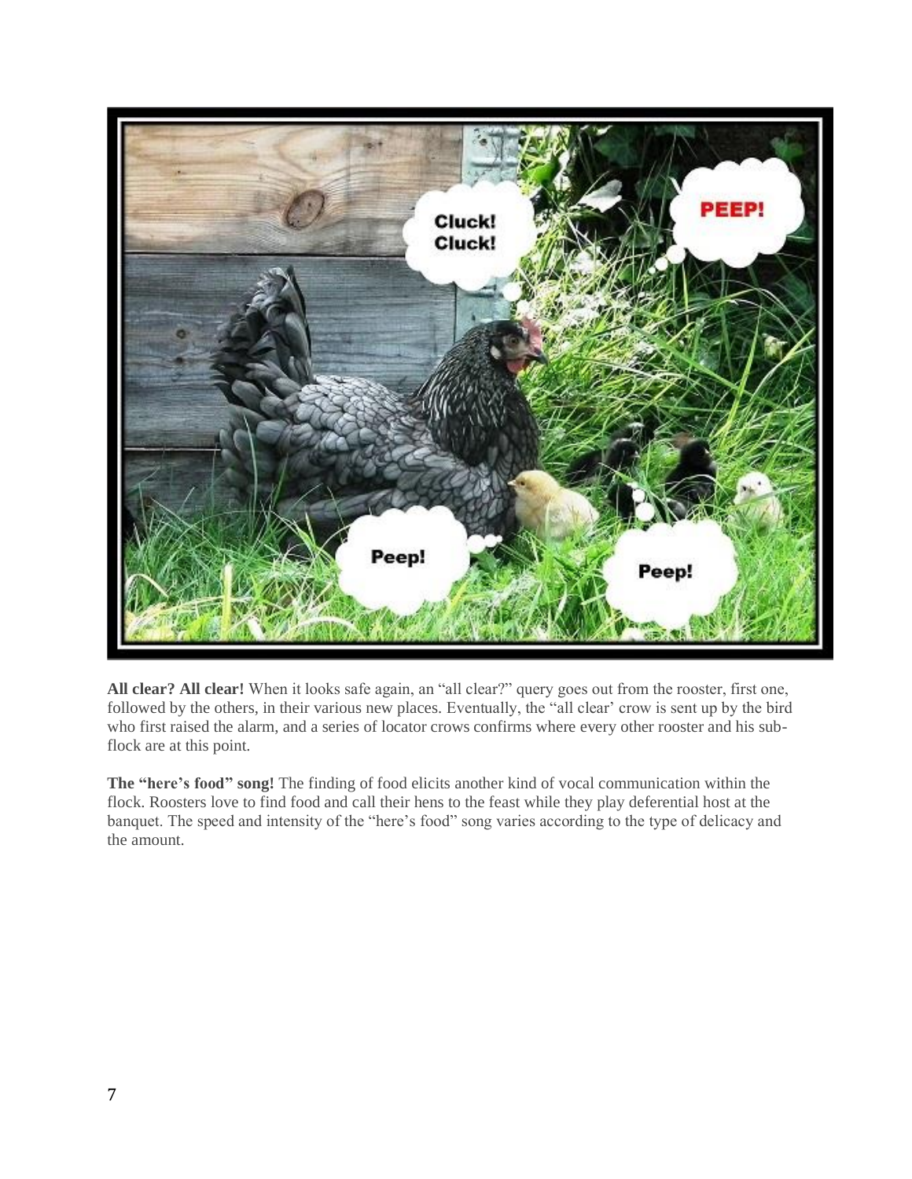**All clear? All clear!** When it looks safe again, an "all clear?" query goes out from the rooster, first one, followed by the others, in their various new places. Eventually, the "all clear' crow is sent up by the bird who first raised the alarm, and a series of locator crows confirms where every other rooster and his sub-flock are at this point.

**The "here's food" song!** The finding of food elicits another kind of vocal communication within the flock. Roosters love to find food and call their hens to the feast while they play deferential host at the banquet. The speed and intensity of the "here's food" song varies according to the type of delicacy and the amount.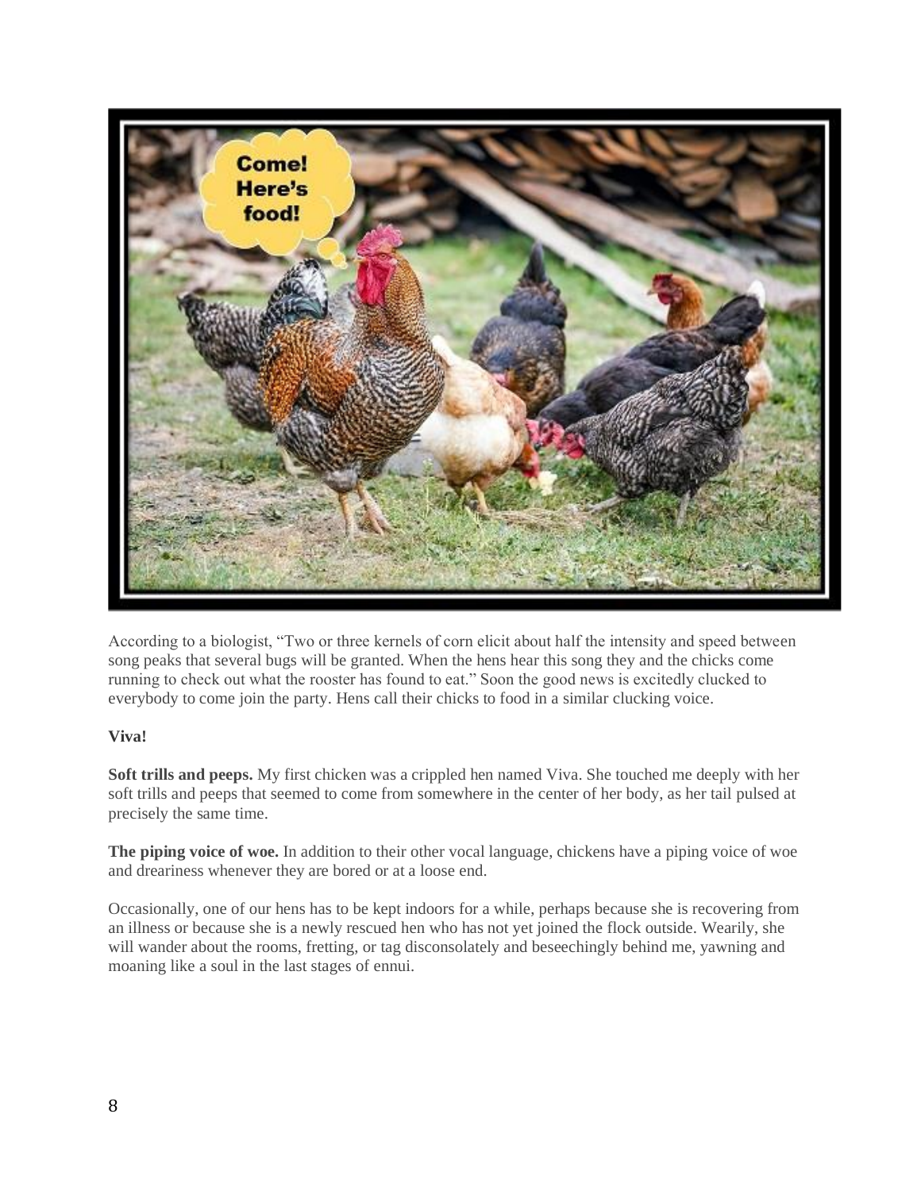According to a biologist, "Two or three kernels of corn elicit about half the intensity and speed between song peaks that several bugs will be granted. When the hens hear this song they and the chicks come running to check out what the rooster has found to eat." Soon the good news is excitedly clucked to everybody to come join the party. Hens call their chicks to food in a similar clucking voice.

**Viva!**

**Soft trills and peeps.** My first chicken was a crippled hen named Viva. She touched me deeply with her soft trills and peeps that seemed to come from somewhere in the center of her body, as her tail pulsed at precisely the same time.

**The piping voice of woe.** In addition to their other vocal language, chickens have a piping voice of woe and dreariness whenever they are bored or at a loose end.

Occasionally, one of our hens has to be kept indoors for a while, perhaps because she is recovering from an illness or because she is a newly rescued hen who has not yet joined the flock outside. Wearily, she will wander about the rooms, fretting, or tag disconsolately and beseechingly behind me, yawning and moaning like a soul in the last stages of ennui.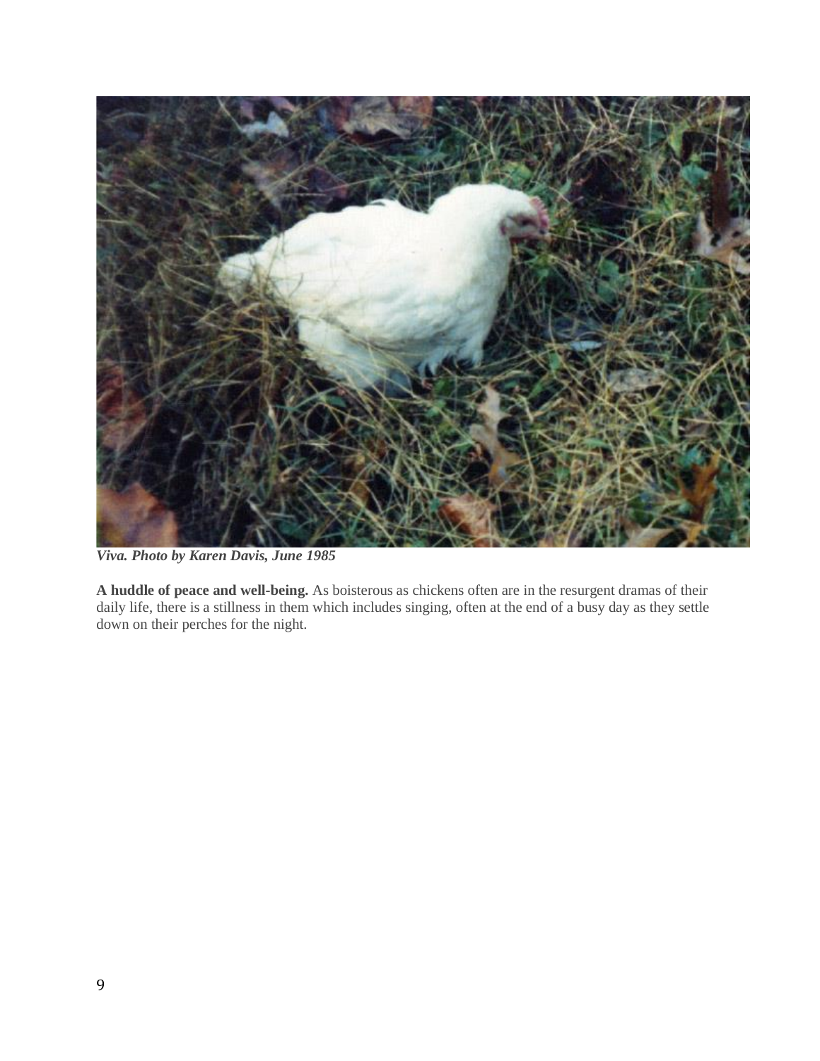*Viva. Photo by Karen Davis, June 1985*

**A huddle of peace and well-being.** As boisterous as chickens often are in the resurgent dramas of their daily life, there is a stillness in them which includes singing, often at the end of a busy day as they settle down on their perches for the night.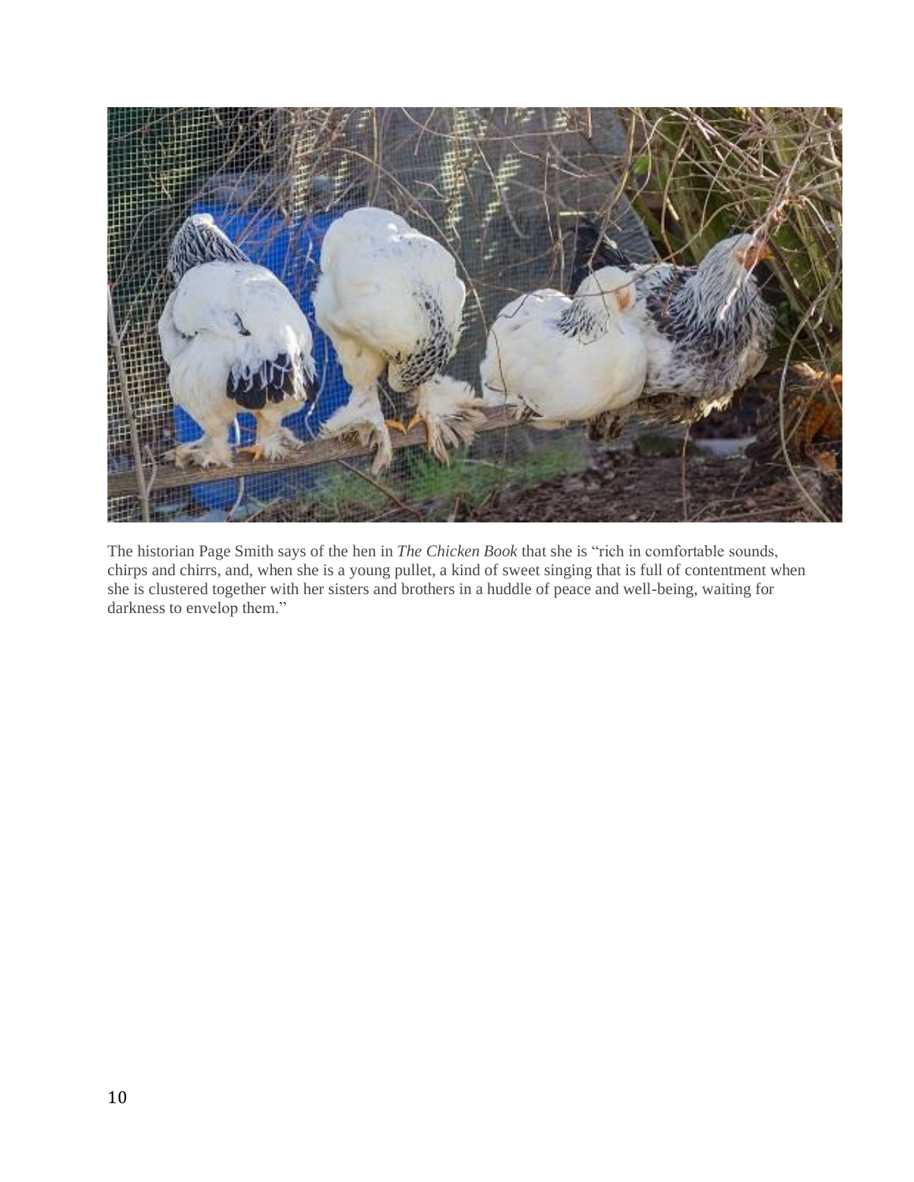The historian Page Smith says of the hen in *The Chicken Book* that she is "rich in comfortable sounds, chirps and chirrs, and, when she is a young pullet, a kind of sweet singing that is full of contentment when she is clustered together with her sisters and brothers in a huddle of peace and well-being, waiting for darkness to envelop them."